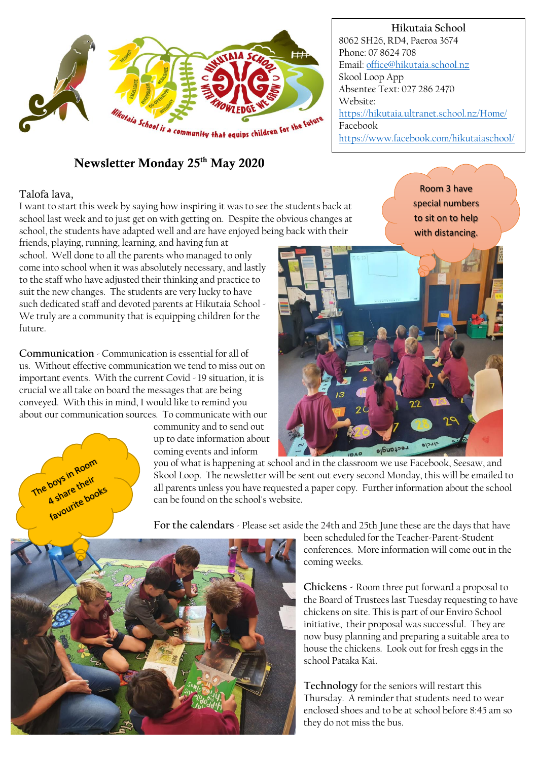**Hikutaia School**
8062 SH26, RD4, Paeroa 3674
Phone: 07 8624 708
Email: office@hikutaia.school.nz
Skool Loop App
Absentee Text: 027 286 2470
Website:
https://hikutaia.ultranet.school.nz/Home/
Facebook
https://www.facebook.com/hikutaiaschool/

# Newsletter Monday 25th May 2020

Talofa lava,

I want to start this week by saying how inspiring it was to see the students back at school last week and to just get on with getting on. Despite the obvious changes at school, the students have adapted well and are have enjoyed being back with their friends, playing, running, learning, and having fun at school. Well done to all the parents who managed to only come into school when it was absolutely necessary, and lastly to the staff who have adjusted their thinking and practice to suit the new changes. The students are very lucky to have such dedicated staff and devoted parents at Hikutaia School - We truly are a community that is equipping children for the future.

Room 3 have special numbers to sit on to help with distancing.

**Communication** - Communication is essential for all of us. Without effective communication we tend to miss out on important events. With the current Covid - 19 situation, it is crucial we all take on board the messages that are being conveyed. With this in mind, I would like to remind you about our communication sources. To communicate with our community and to send out up to date information about coming events and inform you of what is happening at school and in the classroom we use Facebook, Seesaw, and Skool Loop. The newsletter will be sent out every second Monday, this will be emailed to all parents unless you have requested a paper copy. Further information about the school can be found on the school's website.

The boys in Room 4 share their favourite books

**For the calendars** - Please set aside the 24th and 25th June these are the days that have been scheduled for the Teacher-Parent-Student conferences. More information will come out in the coming weeks.

**Chickens** - Room three put forward a proposal to the Board of Trustees last Tuesday requesting to have chickens on site. This is part of our Enviro School initiative, their proposal was successful. They are now busy planning and preparing a suitable area to house the chickens. Look out for fresh eggs in the school Pataka Kai.

**Technology** for the seniors will restart this Thursday. A reminder that students need to wear enclosed shoes and to be at school before 8:45 am so they do not miss the bus.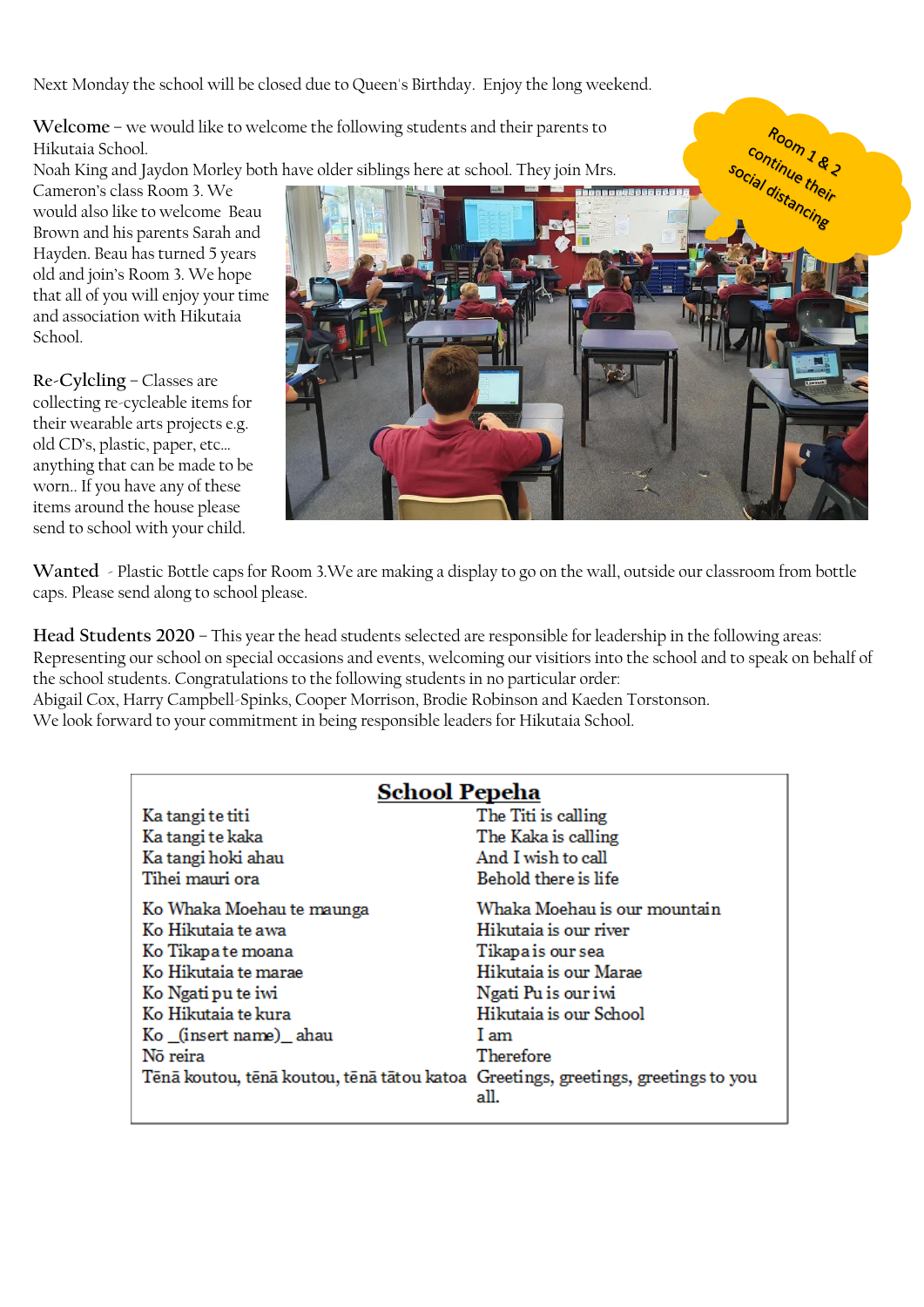Next Monday the school will be closed due to Queen's Birthday. Enjoy the long weekend.

**Welcome** – we would like to welcome the following students and their parents to Hikutaia School.
Noah King and Jaydon Morley both have older siblings here at school. They join Mrs. Cameron's class Room 3. We would also like to welcome Beau Brown and his parents Sarah and Hayden. Beau has turned 5 years old and join's Room 3. We hope that all of you will enjoy your time and association with Hikutaia School.

Room 1 & 2 continue their social distancing

**Re-Cylcling** – Classes are collecting re-cycleable items for their wearable arts projects e.g. old CD's, plastic, paper, etc… anything that can be made to be worn.. If you have any of these items around the house please send to school with your child.

**Wanted** - Plastic Bottle caps for Room 3.We are making a display to go on the wall, outside our classroom from bottle caps. Please send along to school please.

**Head Students 2020** – This year the head students selected are responsible for leadership in the following areas: Representing our school on special occasions and events, welcoming our visitiors into the school and to speak on behalf of the school students. Congratulations to the following students in no particular order:
Abigail Cox, Harry Campbell-Spinks, Cooper Morrison, Brodie Robinson and Kaeden Torstonson.
We look forward to your commitment in being responsible leaders for Hikutaia School.

## School Pepeha

| | |
|---|---|
| Ka tangi te titi | The Titi is calling |
| Ka tangi te kaka | The Kaka is calling |
| Ka tangi hoki ahau | And I wish to call |
| Tihei mauri ora | Behold there is life |
| Ko Whaka Moehau te maunga | Whaka Moehau is our mountain |
| Ko Hikutaia te awa | Hikutaia is our river |
| Ko Tikapa te moana | Tikapa is our sea |
| Ko Hikutaia te marae | Hikutaia is our Marae |
| Ko Ngati pu te iwi | Ngati Pu is our iwi |
| Ko Hikutaia te kura | Hikutaia is our School |
| Ko _(insert name)_ ahau | I am |
| Nō reira | Therefore |
| Tēnā koutou, tēnā koutou, tēnā tātou katoa | Greetings, greetings, greetings to you all. |